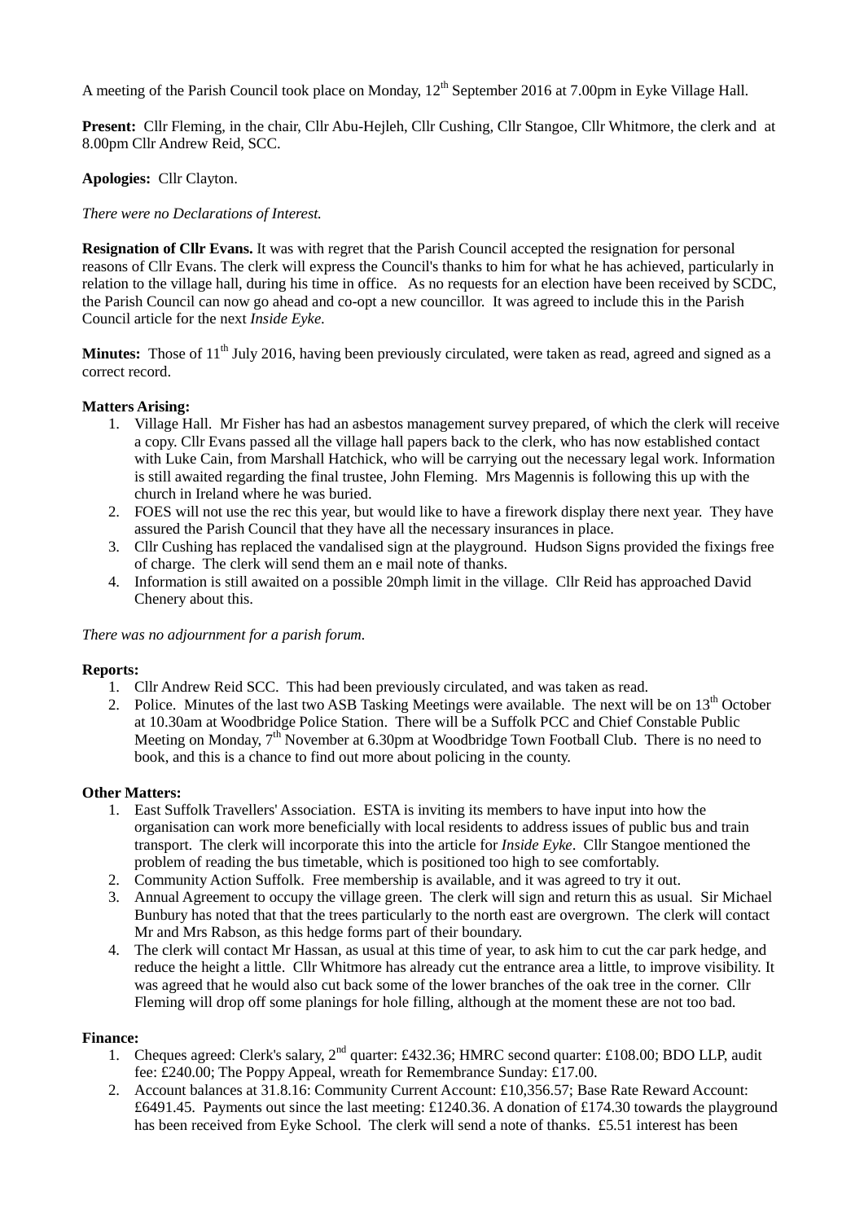A meeting of the Parish Council took place on Monday, 12th September 2016 at 7.00pm in Eyke Village Hall.

**Present:** Cllr Fleming, in the chair, Cllr Abu-Hejleh, Cllr Cushing, Cllr Stangoe, Cllr Whitmore, the clerk and at 8.00pm Cllr Andrew Reid, SCC.

**Apologies:** Cllr Clayton.

*There were no Declarations of Interest.*

**Resignation of Cllr Evans.** It was with regret that the Parish Council accepted the resignation for personal reasons of Cllr Evans. The clerk will express the Council's thanks to him for what he has achieved, particularly in relation to the village hall, during his time in office. As no requests for an election have been received by SCDC, the Parish Council can now go ahead and co-opt a new councillor. It was agreed to include this in the Parish Council article for the next *Inside Eyke.*

**Minutes:** Those of 11th July 2016, having been previously circulated, were taken as read, agreed and signed as a correct record.

**Matters Arising:**

1. Village Hall. Mr Fisher has had an asbestos management survey prepared, of which the clerk will receive a copy. Cllr Evans passed all the village hall papers back to the clerk, who has now established contact with Luke Cain, from Marshall Hatchick, who will be carrying out the necessary legal work. Information is still awaited regarding the final trustee, John Fleming. Mrs Magennis is following this up with the church in Ireland where he was buried.
2. FOES will not use the rec this year, but would like to have a firework display there next year. They have assured the Parish Council that they have all the necessary insurances in place.
3. Cllr Cushing has replaced the vandalised sign at the playground. Hudson Signs provided the fixings free of charge. The clerk will send them an e mail note of thanks.
4. Information is still awaited on a possible 20mph limit in the village. Cllr Reid has approached David Chenery about this.

*There was no adjournment for a parish forum.*

**Reports:**

1. Cllr Andrew Reid SCC. This had been previously circulated, and was taken as read.
2. Police. Minutes of the last two ASB Tasking Meetings were available. The next will be on 13th October at 10.30am at Woodbridge Police Station. There will be a Suffolk PCC and Chief Constable Public Meeting on Monday, 7th November at 6.30pm at Woodbridge Town Football Club. There is no need to book, and this is a chance to find out more about policing in the county.

**Other Matters:**

1. East Suffolk Travellers' Association. ESTA is inviting its members to have input into how the organisation can work more beneficially with local residents to address issues of public bus and train transport. The clerk will incorporate this into the article for *Inside Eyke*. Cllr Stangoe mentioned the problem of reading the bus timetable, which is positioned too high to see comfortably.
2. Community Action Suffolk. Free membership is available, and it was agreed to try it out.
3. Annual Agreement to occupy the village green. The clerk will sign and return this as usual. Sir Michael Bunbury has noted that that the trees particularly to the north east are overgrown. The clerk will contact Mr and Mrs Rabson, as this hedge forms part of their boundary.
4. The clerk will contact Mr Hassan, as usual at this time of year, to ask him to cut the car park hedge, and reduce the height a little. Cllr Whitmore has already cut the entrance area a little, to improve visibility. It was agreed that he would also cut back some of the lower branches of the oak tree in the corner. Cllr Fleming will drop off some planings for hole filling, although at the moment these are not too bad.

**Finance:**

1. Cheques agreed: Clerk's salary, 2nd quarter: £432.36; HMRC second quarter: £108.00; BDO LLP, audit fee: £240.00; The Poppy Appeal, wreath for Remembrance Sunday: £17.00.
2. Account balances at 31.8.16: Community Current Account: £10,356.57; Base Rate Reward Account: £6491.45. Payments out since the last meeting: £1240.36. A donation of £174.30 towards the playground has been received from Eyke School. The clerk will send a note of thanks. £5.51 interest has been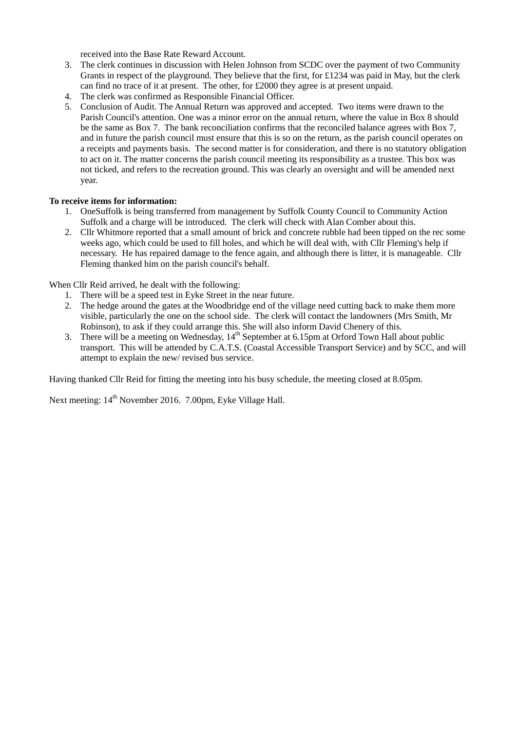received into the Base Rate Reward Account.

3. The clerk continues in discussion with Helen Johnson from SCDC over the payment of two Community Grants in respect of the playground. They believe that the first, for £1234 was paid in May, but the clerk can find no trace of it at present. The other, for £2000 they agree is at present unpaid.
4. The clerk was confirmed as Responsible Financial Officer.
5. Conclusion of Audit. The Annual Return was approved and accepted. Two items were drawn to the Parish Council's attention. One was a minor error on the annual return, where the value in Box 8 should be the same as Box 7. The bank reconciliation confirms that the reconciled balance agrees with Box 7, and in future the parish council must ensure that this is so on the return, as the parish council operates on a receipts and payments basis. The second matter is for consideration, and there is no statutory obligation to act on it. The matter concerns the parish council meeting its responsibility as a trustee. This box was not ticked, and refers to the recreation ground. This was clearly an oversight and will be amended next year.

**To receive items for information:**

1. OneSuffolk is being transferred from management by Suffolk County Council to Community Action Suffolk and a charge will be introduced. The clerk will check with Alan Comber about this.
2. Cllr Whitmore reported that a small amount of brick and concrete rubble had been tipped on the rec some weeks ago, which could be used to fill holes, and which he will deal with, with Cllr Fleming's help if necessary. He has repaired damage to the fence again, and although there is litter, it is manageable. Cllr Fleming thanked him on the parish council's behalf.

When Cllr Reid arrived, he dealt with the following:

1. There will be a speed test in Eyke Street in the near future.
2. The hedge around the gates at the Woodbridge end of the village need cutting back to make them more visible, particularly the one on the school side. The clerk will contact the landowners (Mrs Smith, Mr Robinson), to ask if they could arrange this. She will also inform David Chenery of this.
3. There will be a meeting on Wednesday, 14th September at 6.15pm at Orford Town Hall about public transport. This will be attended by C.A.T.S. (Coastal Accessible Transport Service) and by SCC, and will attempt to explain the new/ revised bus service.

Having thanked Cllr Reid for fitting the meeting into his busy schedule, the meeting closed at 8.05pm.

Next meeting: 14th November 2016. 7.00pm, Eyke Village Hall.